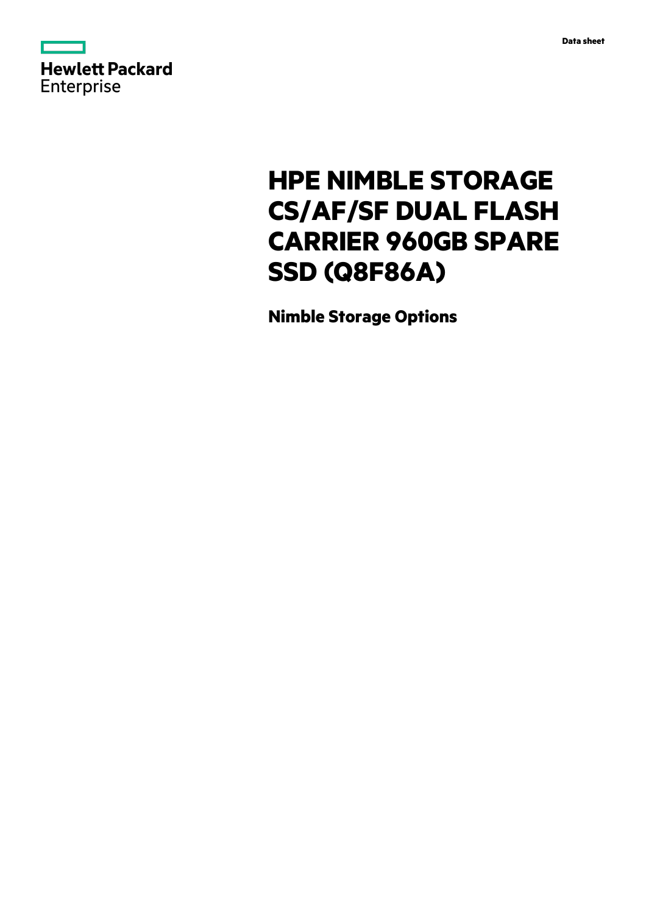Hewlett Packard Enterprise

Data sheet

# HPE NIMBLE STORAGE CS/AF/SF DUAL FLASH CARRIER 960GB SPARE SSD (Q8F86A)

## Nimble Storage Options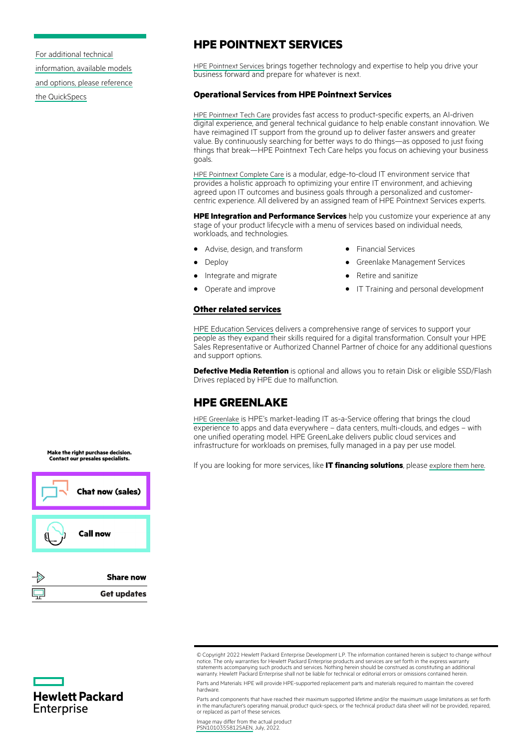For additional technical information, available models and options, please reference the QuickSpecs

## HPE POINTNEXT SERVICES

HPE Pointnext Services brings together technology and expertise to help you drive your business forward and prepare for whatever is next.

### Operational Services from HPE Pointnext Services

HPE Pointnext Tech Care provides fast access to product-specific experts, an AI-driven digital experience, and general technical guidance to help enable constant innovation. We have reimagined IT support from the ground up to deliver faster answers and greater value. By continuously searching for better ways to do things—as opposed to just fixing things that break—HPE Pointnext Tech Care helps you focus on achieving your business goals.

HPE Pointnext Complete Care is a modular, edge-to-cloud IT environment service that provides a holistic approach to optimizing your entire IT environment, and achieving agreed upon IT outcomes and business goals through a personalized and customer-centric experience. All delivered by an assigned team of HPE Pointnext Services experts.

**HPE Integration and Performance Services** help you customize your experience at any stage of your product lifecycle with a menu of services based on individual needs, workloads, and technologies.

- Advise, design, and transform
- Deploy
- Integrate and migrate
- Operate and improve
- Financial Services
- Greenlake Management Services
- Retire and sanitize
- IT Training and personal development

### Other related services

HPE Education Services delivers a comprehensive range of services to support your people as they expand their skills required for a digital transformation. Consult your HPE Sales Representative or Authorized Channel Partner of choice for any additional questions and support options.

**Defective Media Retention** is optional and allows you to retain Disk or eligible SSD/Flash Drives replaced by HPE due to malfunction.

## HPE GREENLAKE

HPE Greenlake is HPE's market-leading IT as-a-Service offering that brings the cloud experience to apps and data everywhere – data centers, multi-clouds, and edges – with one unified operating model. HPE GreenLake delivers public cloud services and infrastructure for workloads on premises, fully managed in a pay per use model.

If you are looking for more services, like **IT financing solutions**, please explore them here.

**Make the right purchase decision. Contact our presales specialists.**

Chat now (sales)

Call now

Share now

Get updates

Hewlett Packard Enterprise

© Copyright 2022 Hewlett Packard Enterprise Development LP. The information contained herein is subject to change without notice. The only warranties for Hewlett Packard Enterprise products and services are set forth in the express warranty statements accompanying such products and services. Nothing herein should be construed as constituting an additional warranty. Hewlett Packard Enterprise shall not be liable for technical or editorial errors or omissions contained herein.

Parts and Materials: HPE will provide HPE-supported replacement parts and materials required to maintain the covered hardware.

Parts and components that have reached their maximum supported lifetime and/or the maximum usage limitations as set forth in the manufacturer's operating manual, product quick-specs, or the technical product data sheet will not be provided, repaired, or replaced as part of these services.

Image may differ from the actual product

PSN1010355812SAEN, July, 2022.